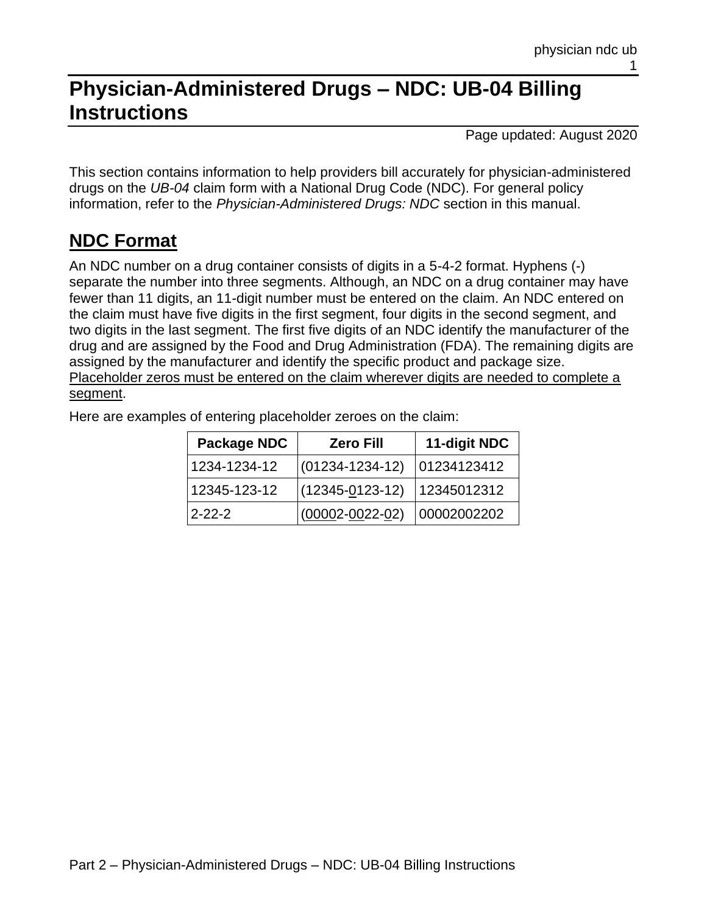# Physician-Administered Drugs – NDC: UB-04 Billing Instructions

Page updated: August 2020

This section contains information to help providers bill accurately for physician-administered drugs on the *UB-04* claim form with a National Drug Code (NDC). For general policy information, refer to the *Physician-Administered Drugs: NDC* section in this manual.

## NDC Format

An NDC number on a drug container consists of digits in a 5-4-2 format. Hyphens (-) separate the number into three segments. Although, an NDC on a drug container may have fewer than 11 digits, an 11-digit number must be entered on the claim. An NDC entered on the claim must have five digits in the first segment, four digits in the second segment, and two digits in the last segment. The first five digits of an NDC identify the manufacturer of the drug and are assigned by the Food and Drug Administration (FDA). The remaining digits are assigned by the manufacturer and identify the specific product and package size. Placeholder zeros must be entered on the claim wherever digits are needed to complete a segment.

Here are examples of entering placeholder zeroes on the claim:

| Package NDC | Zero Fill | 11-digit NDC |
|---|---|---|
| 1234-1234-12 | (01234-1234-12) | 01234123412 |
| 12345-123-12 | (12345-0123-12) | 12345012312 |
| 2-22-2 | (00002-0022-02) | 00002002202 |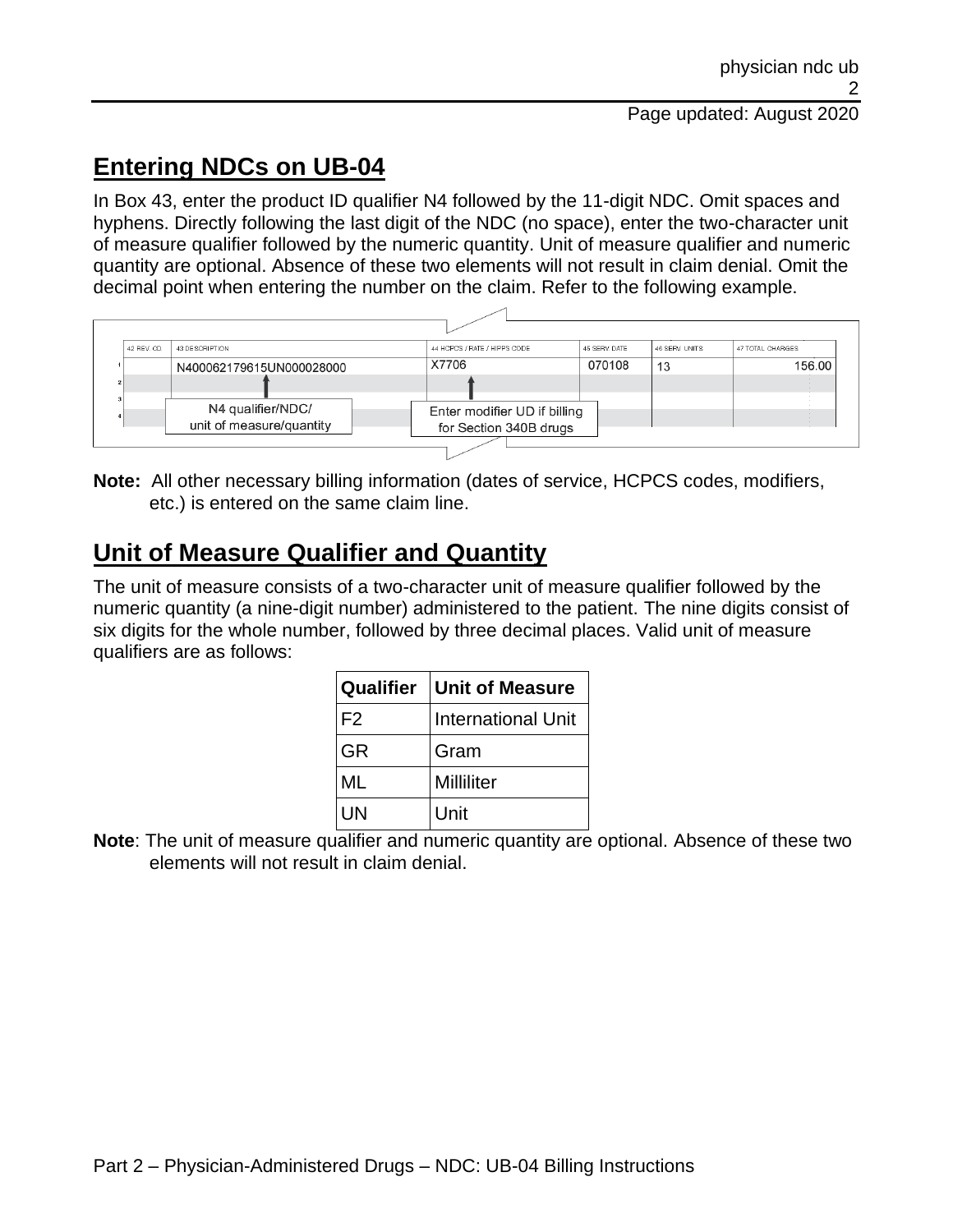## Entering NDCs on UB-04

In Box 43, enter the product ID qualifier N4 followed by the 11-digit NDC. Omit spaces and hyphens. Directly following the last digit of the NDC (no space), enter the two-character unit of measure qualifier followed by the numeric quantity. Unit of measure qualifier and numeric quantity are optional. Absence of these two elements will not result in claim denial. Omit the decimal point when entering the number on the claim. Refer to the following example.

| | 42 REV. CD. | 43 DESCRIPTION | 44 HCPCS / RATE / HIPPS CODE | 45 SERV. DATE | 46 SERV. UNITS | 47 TOTAL CHARGES |
|---|---|---|---|---|---|---|
| 1 | | N400062179615UN000028000 | X7706 | 070108 | 13 | 156.00 |
| 2 | | | | | | |
| 3 | | | | | | |
| 4 | | | | | | |

N4 qualifier/NDC/ unit of measure/quantity

Enter modifier UD if billing for Section 340B drugs

**Note:** All other necessary billing information (dates of service, HCPCS codes, modifiers, etc.) is entered on the same claim line.

## Unit of Measure Qualifier and Quantity

The unit of measure consists of a two-character unit of measure qualifier followed by the numeric quantity (a nine-digit number) administered to the patient. The nine digits consist of six digits for the whole number, followed by three decimal places. Valid unit of measure qualifiers are as follows:

| Qualifier | Unit of Measure |
|---|---|
| F2 | International Unit |
| GR | Gram |
| ML | Milliliter |
| UN | Unit |

**Note**: The unit of measure qualifier and numeric quantity are optional. Absence of these two elements will not result in claim denial.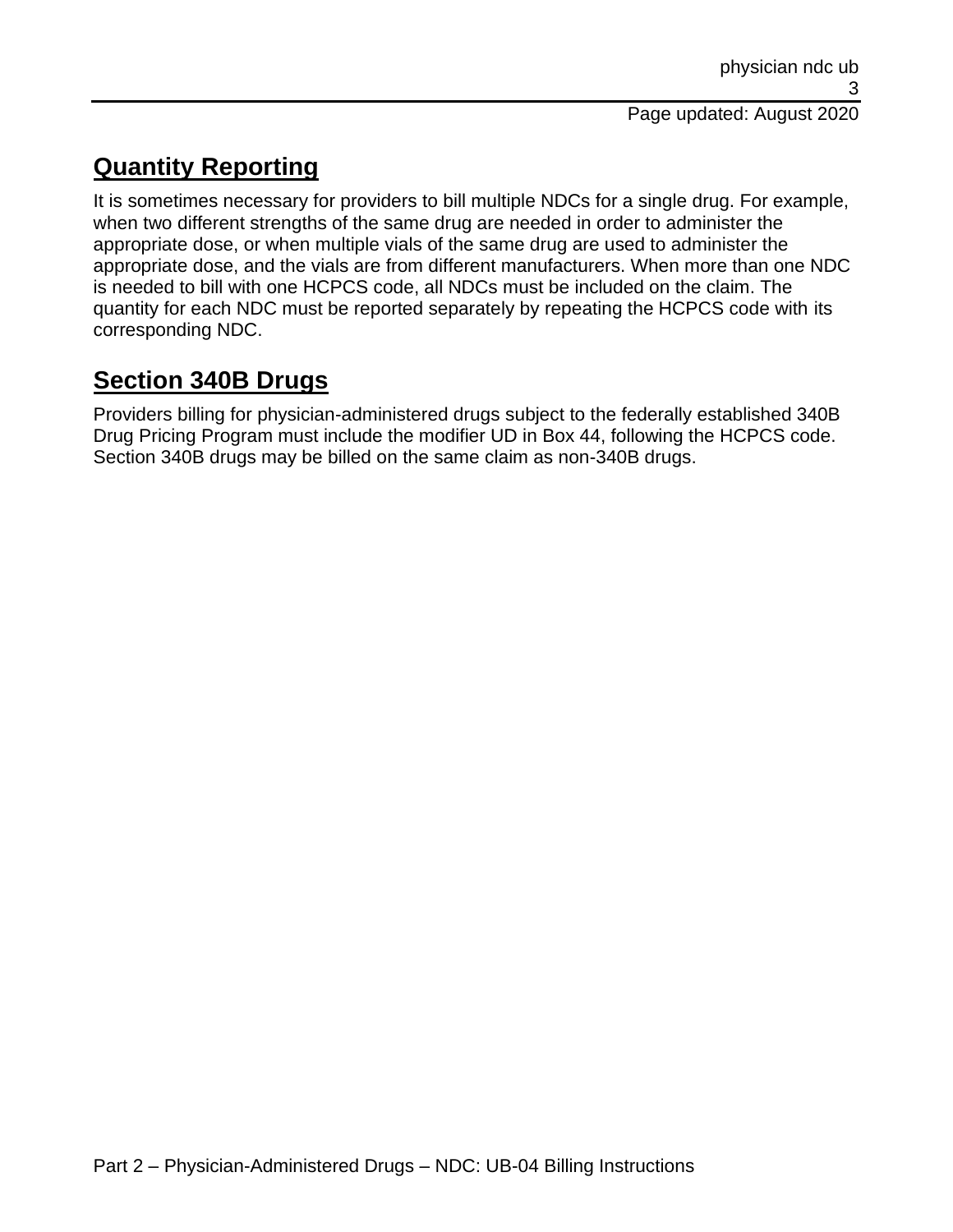## Quantity Reporting

It is sometimes necessary for providers to bill multiple NDCs for a single drug. For example, when two different strengths of the same drug are needed in order to administer the appropriate dose, or when multiple vials of the same drug are used to administer the appropriate dose, and the vials are from different manufacturers. When more than one NDC is needed to bill with one HCPCS code, all NDCs must be included on the claim. The quantity for each NDC must be reported separately by repeating the HCPCS code with its corresponding NDC.

## Section 340B Drugs

Providers billing for physician-administered drugs subject to the federally established 340B Drug Pricing Program must include the modifier UD in Box 44, following the HCPCS code. Section 340B drugs may be billed on the same claim as non-340B drugs.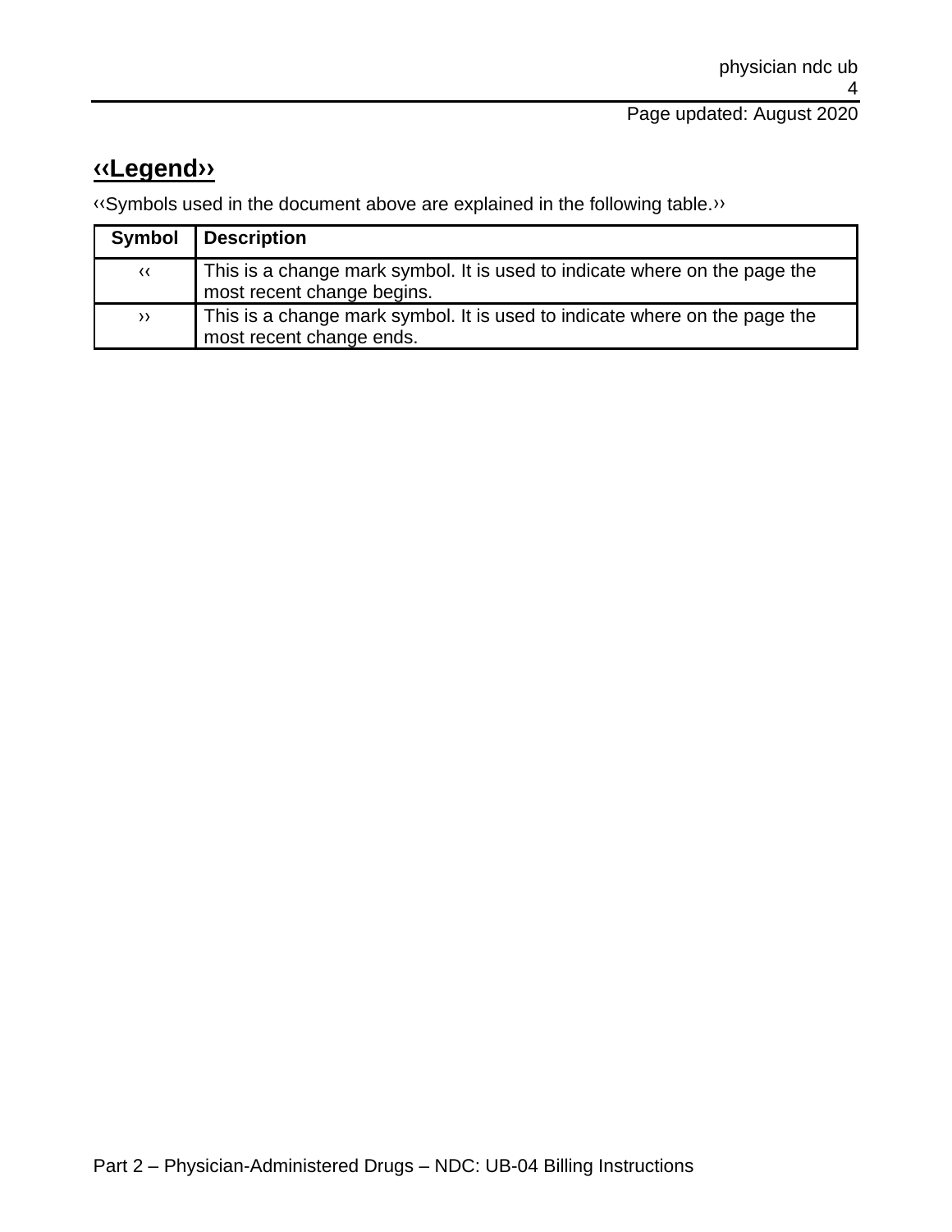## ‹‹Legend››

‹‹Symbols used in the document above are explained in the following table.››

| Symbol | Description |
|---|---|
| ‹‹ | This is a change mark symbol. It is used to indicate where on the page the most recent change begins. |
| ›› | This is a change mark symbol. It is used to indicate where on the page the most recent change ends. |